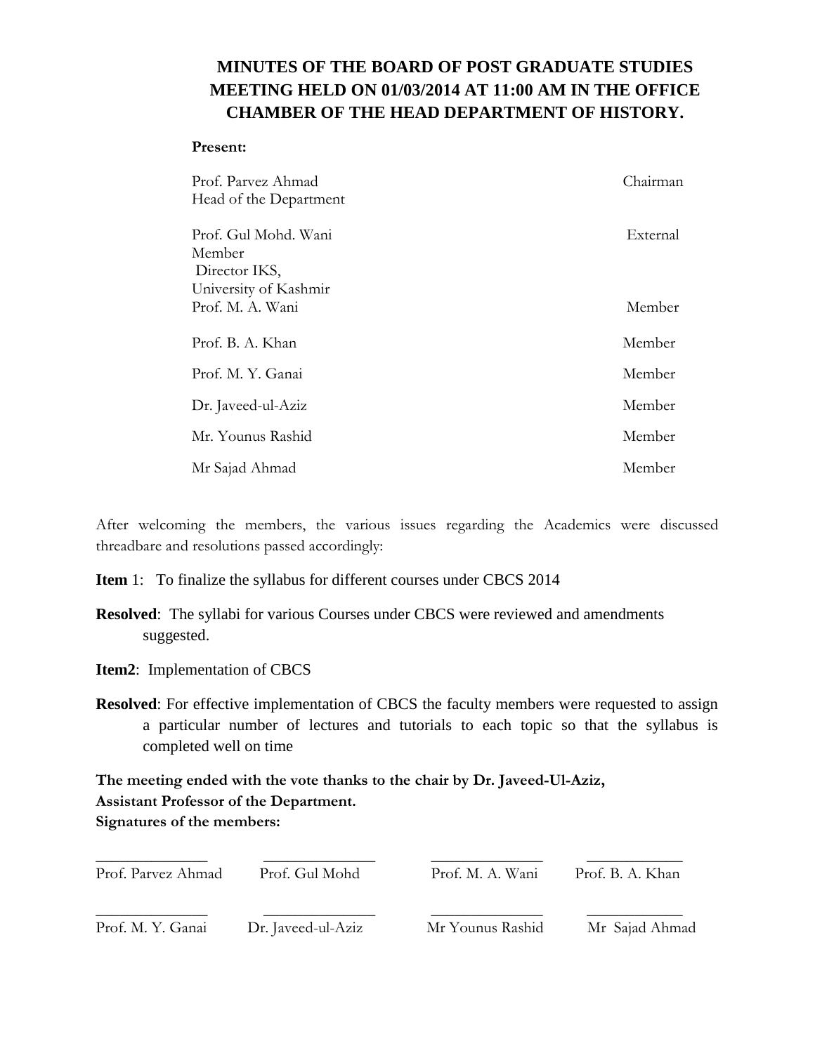# MINUTES OF THE BOARD OF POST GRADUATE STUDIES MEETING HELD ON 01/03/2014 AT 11:00 AM IN THE OFFICE CHAMBER OF THE HEAD DEPARTMENT OF HISTORY.

**Present:**

| | |
|---|---|
| Prof. Parvez Ahmad<br>Head of the Department | Chairman |
| Prof. Gul Mohd. Wani<br>Member<br>Director IKS,<br>University of Kashmir | External |
| Prof. M. A. Wani | Member |
| Prof. B. A. Khan | Member |
| Prof. M. Y. Ganai | Member |
| Dr. Javeed-ul-Aziz | Member |
| Mr. Younus Rashid | Member |
| Mr Sajad Ahmad | Member |

After welcoming the members, the various issues regarding the Academics were discussed threadbare and resolutions passed accordingly:

**Item** 1: To finalize the syllabus for different courses under CBCS 2014

**Resolved**: The syllabi for various Courses under CBCS were reviewed and amendments suggested.

**Item2**: Implementation of CBCS

**Resolved**: For effective implementation of CBCS the faculty members were requested to assign a particular number of lectures and tutorials to each topic so that the syllabus is completed well on time

**The meeting ended with the vote thanks to the chair by Dr. Javeed-Ul-Aziz, Assistant Professor of the Department.**
**Signatures of the members:**

| | | | |
|---|---|---|---|
| Prof. Parvez Ahmad | Prof. Gul Mohd | Prof. M. A. Wani | Prof. B. A. Khan |
| Prof. M. Y. Ganai | Dr. Javeed-ul-Aziz | Mr Younus Rashid | Mr Sajad Ahmad |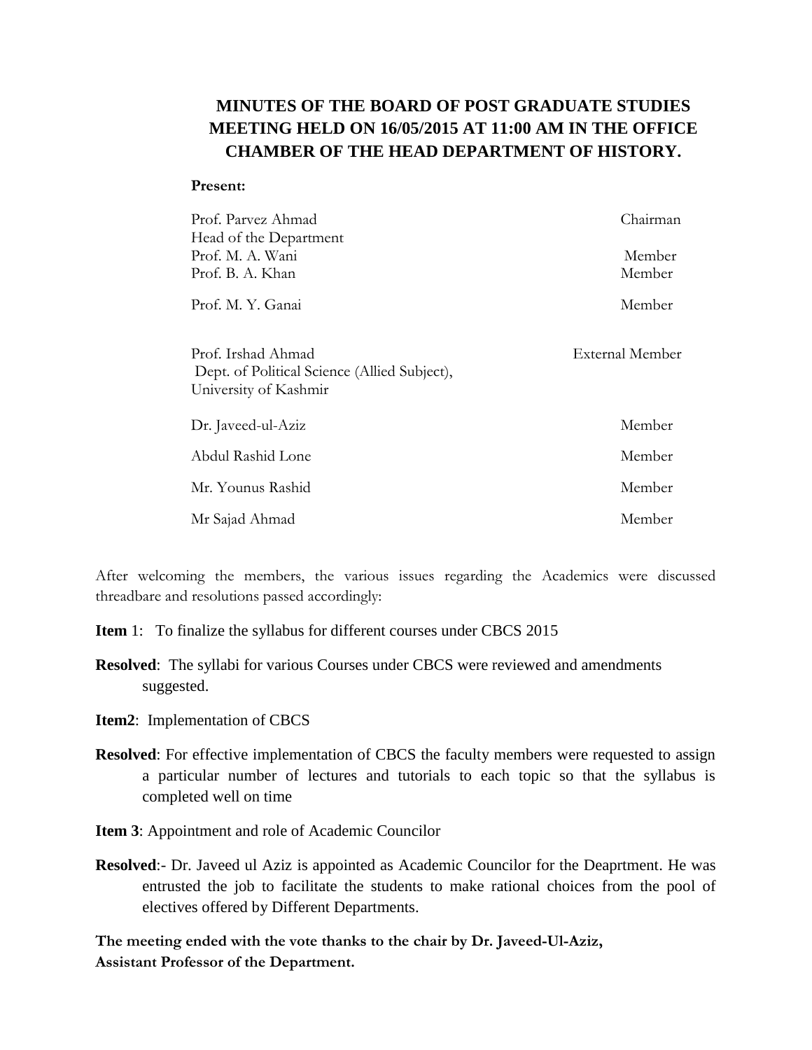# MINUTES OF THE BOARD OF POST GRADUATE STUDIES MEETING HELD ON 16/05/2015 AT 11:00 AM IN THE OFFICE CHAMBER OF THE HEAD DEPARTMENT OF HISTORY.

**Present:**

| | |
|---|---|
| Prof. Parvez Ahmad<br>Head of the Department | Chairman |
| Prof. M. A. Wani | Member |
| Prof. B. A. Khan | Member |
| Prof. M. Y. Ganai | Member |
| Prof. Irshad Ahmad<br>Dept. of Political Science (Allied Subject), University of Kashmir | External Member |
| Dr. Javeed-ul-Aziz | Member |
| Abdul Rashid Lone | Member |
| Mr. Younus Rashid | Member |
| Mr Sajad Ahmad | Member |

After welcoming the members, the various issues regarding the Academics were discussed threadbare and resolutions passed accordingly:

**Item** 1: To finalize the syllabus for different courses under CBCS 2015

**Resolved**: The syllabi for various Courses under CBCS were reviewed and amendments suggested.

**Item2**: Implementation of CBCS

**Resolved**: For effective implementation of CBCS the faculty members were requested to assign a particular number of lectures and tutorials to each topic so that the syllabus is completed well on time

**Item 3**: Appointment and role of Academic Councilor

**Resolved**:- Dr. Javeed ul Aziz is appointed as Academic Councilor for the Deaprtment. He was entrusted the job to facilitate the students to make rational choices from the pool of electives offered by Different Departments.

**The meeting ended with the vote thanks to the chair by Dr. Javeed-Ul-Aziz, Assistant Professor of the Department.**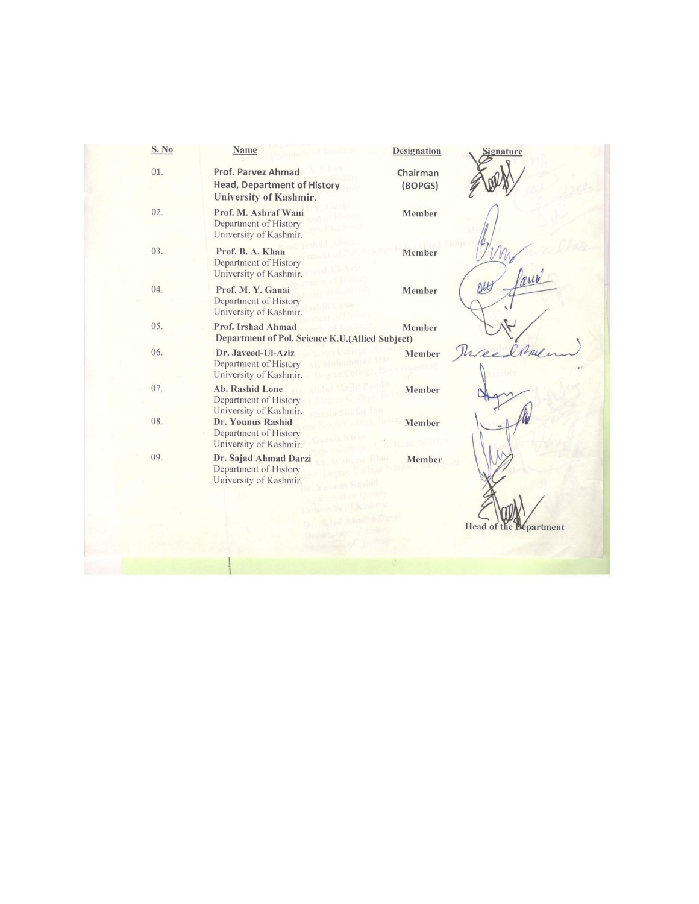| S. No | Name | Designation | Signature |
|---|---|---|---|
| 01. | Prof. Parvez Ahmad<br>Head, Department of History<br>University of Kashmir. | Chairman (BOPGS) | |
| 02. | Prof. M. Ashraf Wani<br>Department of History<br>University of Kashmir. | Member | |
| 03. | Prof. B. A. Khan<br>Department of History<br>University of Kashmir. | Member | |
| 04. | Prof. M. Y. Ganai<br>Department of History<br>University of Kashmir. | Member | |
| 05. | Prof. Irshad Ahmad<br>Department of Pol. Science K.U.(Allied Subject) | Member | |
| 06. | Dr. Javeed-Ul-Aziz<br>Department of History<br>University of Kashmir. | Member | |
| 07. | Ab. Rashid Lone<br>Department of History<br>University of Kashmir. | Member | |
| 08. | Dr. Younus Rashid<br>Department of History<br>University of Kashmir. | Member | |
| 09. | Dr. Sajad Ahmad Darzi<br>Department of History<br>University of Kashmir. | Member | |

Head of the Department